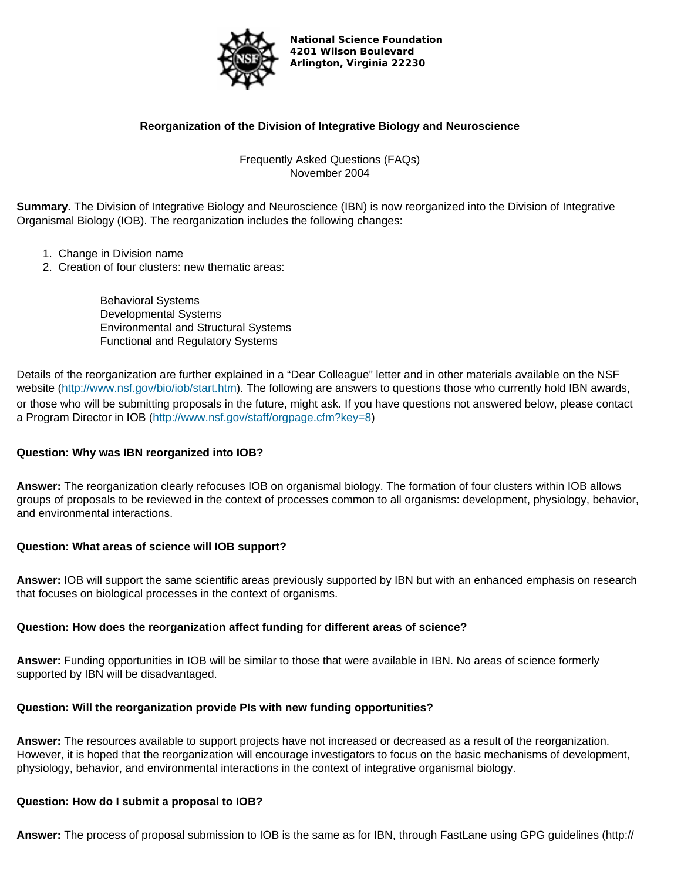**National Science Foundation**
**4201 Wilson Boulevard**
**Arlington, Virginia 22230**

## Reorganization of the Division of Integrative Biology and Neuroscience

Frequently Asked Questions (FAQs)
November 2004

**Summary.** The Division of Integrative Biology and Neuroscience (IBN) is now reorganized into the Division of Integrative Organismal Biology (IOB). The reorganization includes the following changes:

1. Change in Division name
2. Creation of four clusters: new thematic areas:

    Behavioral Systems
    Developmental Systems
    Environmental and Structural Systems
    Functional and Regulatory Systems

Details of the reorganization are further explained in a "Dear Colleague" letter and in other materials available on the NSF website (http://www.nsf.gov/bio/iob/start.htm). The following are answers to questions those who currently hold IBN awards, or those who will be submitting proposals in the future, might ask. If you have questions not answered below, please contact a Program Director in IOB (http://www.nsf.gov/staff/orgpage.cfm?key=8)

**Question: Why was IBN reorganized into IOB?**

**Answer:** The reorganization clearly refocuses IOB on organismal biology. The formation of four clusters within IOB allows groups of proposals to be reviewed in the context of processes common to all organisms: development, physiology, behavior, and environmental interactions.

**Question: What areas of science will IOB support?**

**Answer:** IOB will support the same scientific areas previously supported by IBN but with an enhanced emphasis on research that focuses on biological processes in the context of organisms.

**Question: How does the reorganization affect funding for different areas of science?**

**Answer:** Funding opportunities in IOB will be similar to those that were available in IBN. No areas of science formerly supported by IBN will be disadvantaged.

**Question: Will the reorganization provide PIs with new funding opportunities?**

**Answer:** The resources available to support projects have not increased or decreased as a result of the reorganization. However, it is hoped that the reorganization will encourage investigators to focus on the basic mechanisms of development, physiology, behavior, and environmental interactions in the context of integrative organismal biology.

**Question: How do I submit a proposal to IOB?**

**Answer:** The process of proposal submission to IOB is the same as for IBN, through FastLane using GPG guidelines (http://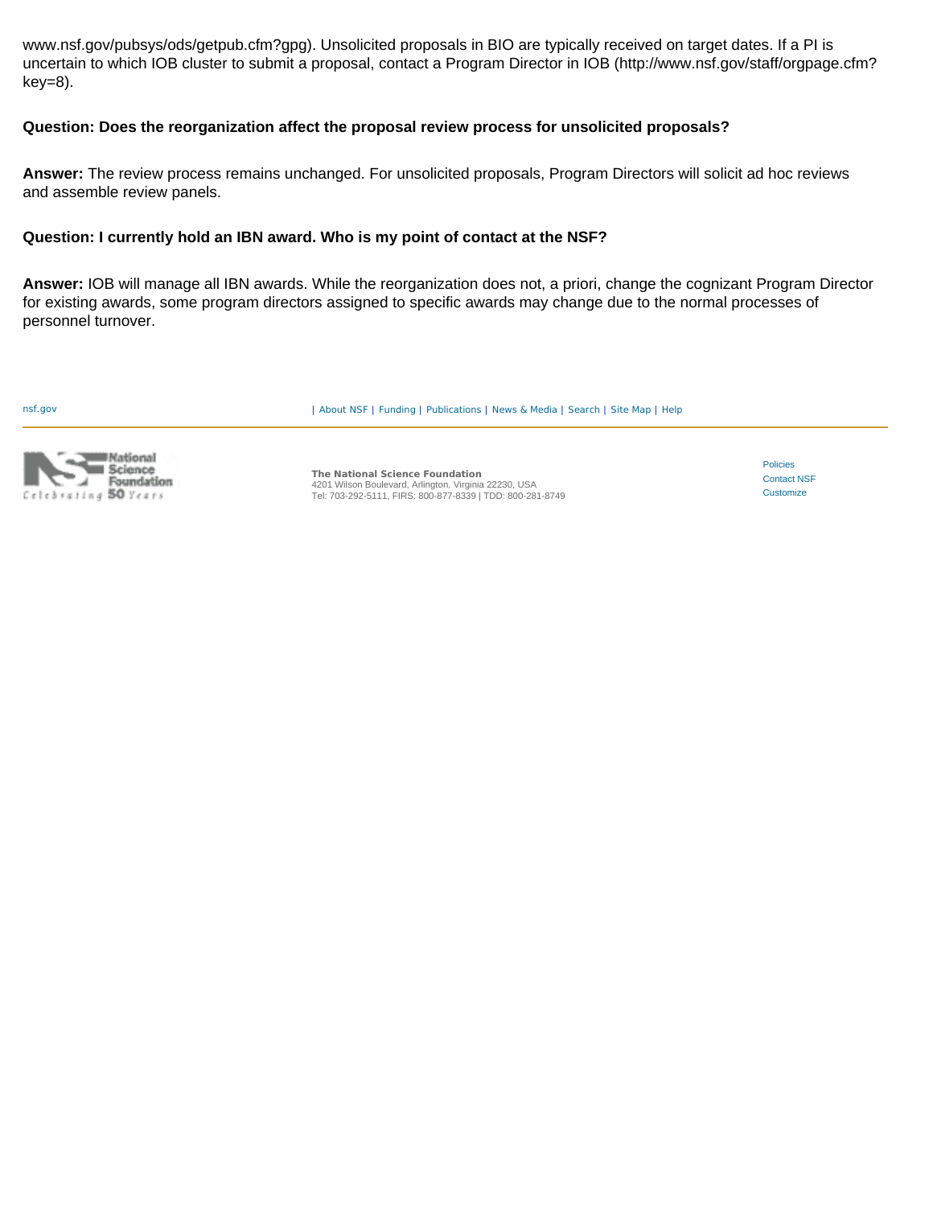www.nsf.gov/pubsys/ods/getpub.cfm?gpg). Unsolicited proposals in BIO are typically received on target dates. If a PI is uncertain to which IOB cluster to submit a proposal, contact a Program Director in IOB (http://www.nsf.gov/staff/orgpage.cfm?key=8).

**Question: Does the reorganization affect the proposal review process for unsolicited proposals?**

**Answer:** The review process remains unchanged. For unsolicited proposals, Program Directors will solicit ad hoc reviews and assemble review panels.

**Question: I currently hold an IBN award. Who is my point of contact at the NSF?**

**Answer:** IOB will manage all IBN awards. While the reorganization does not, a priori, change the cognizant Program Director for existing awards, some program directors assigned to specific awards may change due to the normal processes of personnel turnover.

nsf.gov | About NSF | Funding | Publications | News & Media | Search | Site Map | Help

**The National Science Foundation**
4201 Wilson Boulevard, Arlington, Virginia 22230, USA
Tel: 703-292-5111, FIRS: 800-877-8339 | TDD: 800-281-8749

Policies
Contact NSF
Customize